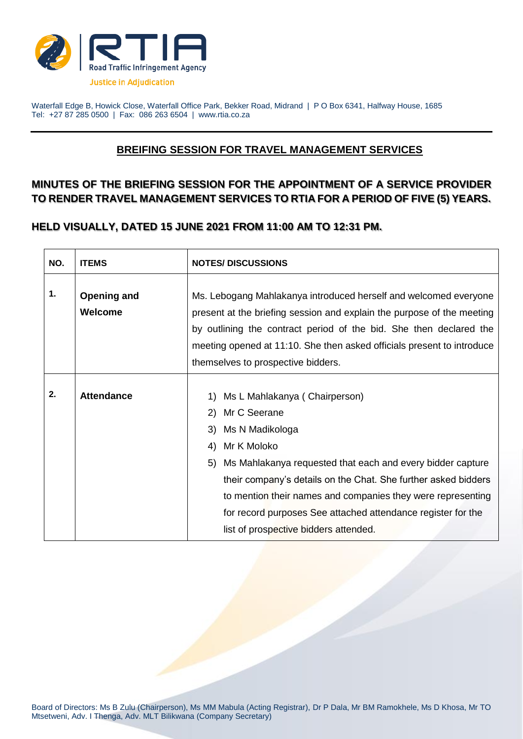RTIA Road Traffic Infringement Agency

Justice in Adjudication

Waterfall Edge B, Howick Close, Waterfall Office Park, Bekker Road, Midrand | P O Box 6341, Halfway House, 1685
Tel: +27 87 285 0500 | Fax: 086 263 6504 | www.rtia.co.za

## BREIFING SESSION FOR TRAVEL MANAGEMENT SERVICES

## MINUTES OF THE BRIEFING SESSION FOR THE APPOINTMENT OF A SERVICE PROVIDER TO RENDER TRAVEL MANAGEMENT SERVICES TO RTIA FOR A PERIOD OF FIVE (5) YEARS.

## HELD VISUALLY, DATED 15 JUNE 2021 FROM 11:00 AM TO 12:31 PM.

| NO. | ITEMS | NOTES/ DISCUSSIONS |
|---|---|---|
| 1. | **Opening and Welcome** | Ms. Lebogang Mahlakanya introduced herself and welcomed everyone present at the briefing session and explain the purpose of the meeting by outlining the contract period of the bid. She then declared the meeting opened at 11:10. She then asked officials present to introduce themselves to prospective bidders. |
| 2. | **Attendance** | 1) Ms L Mahlakanya ( Chairperson)<br>2) Mr C Seerane<br>3) Ms N Madikologa<br>4) Mr K Moloko<br>5) Ms Mahlakanya requested that each and every bidder capture their company's details on the Chat. She further asked bidders to mention their names and companies they were representing for record purposes See attached attendance register for the list of prospective bidders attended. |

Board of Directors: Ms B Zulu (Chairperson), Ms MM Mabula (Acting Registrar), Dr P Dala, Mr BM Ramokhele, Ms D Khosa, Mr TO Mtsetweni, Adv. I Thenga, Adv. MLT Bilikwana (Company Secretary)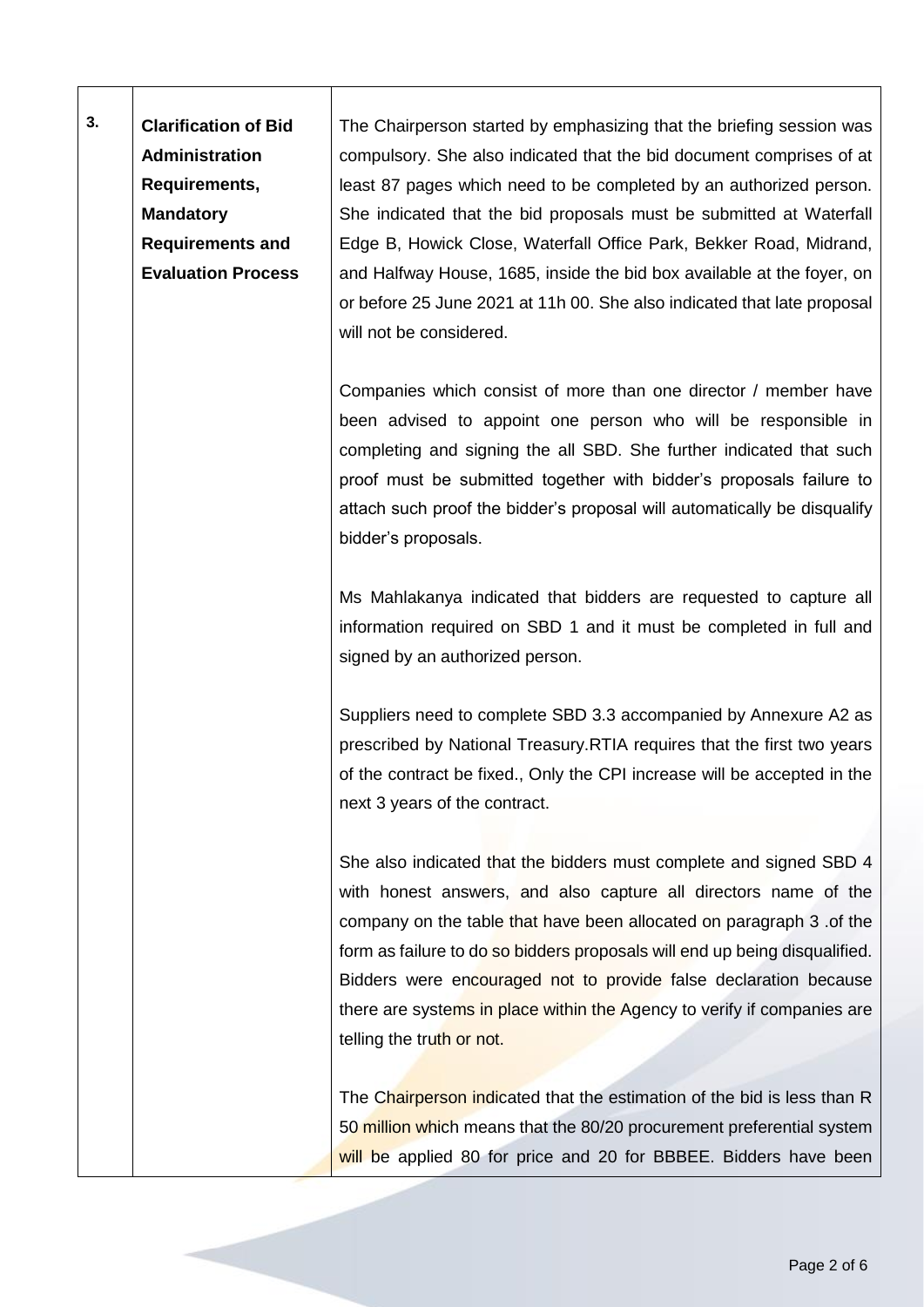| 3. | **Clarification of Bid Administration Requirements, Mandatory Requirements and Evaluation Process** | The Chairperson started by emphasizing that the briefing session was compulsory. She also indicated that the bid document comprises of at least 87 pages which need to be completed by an authorized person. She indicated that the bid proposals must be submitted at Waterfall Edge B, Howick Close, Waterfall Office Park, Bekker Road, Midrand, and Halfway House, 1685, inside the bid box available at the foyer, on or before 25 June 2021 at 11h 00. She also indicated that late proposal will not be considered.<br><br>Companies which consist of more than one director / member have been advised to appoint one person who will be responsible in completing and signing the all SBD. She further indicated that such proof must be submitted together with bidder's proposals failure to attach such proof the bidder's proposal will automatically be disqualify bidder's proposals.<br><br>Ms Mahlakanya indicated that bidders are requested to capture all information required on SBD 1 and it must be completed in full and signed by an authorized person.<br><br>Suppliers need to complete SBD 3.3 accompanied by Annexure A2 as prescribed by National Treasury.RTIA requires that the first two years of the contract be fixed., Only the CPI increase will be accepted in the next 3 years of the contract.<br><br>She also indicated that the bidders must complete and signed SBD 4 with honest answers, and also capture all directors name of the company on the table that have been allocated on paragraph 3 .of the form as failure to do so bidders proposals will end up being disqualified. Bidders were encouraged not to provide false declaration because there are systems in place within the Agency to verify if companies are telling the truth or not.<br><br>The Chairperson indicated that the estimation of the bid is less than R 50 million which means that the 80/20 procurement preferential system will be applied 80 for price and 20 for BBBEE. Bidders have been |
|---|---|---|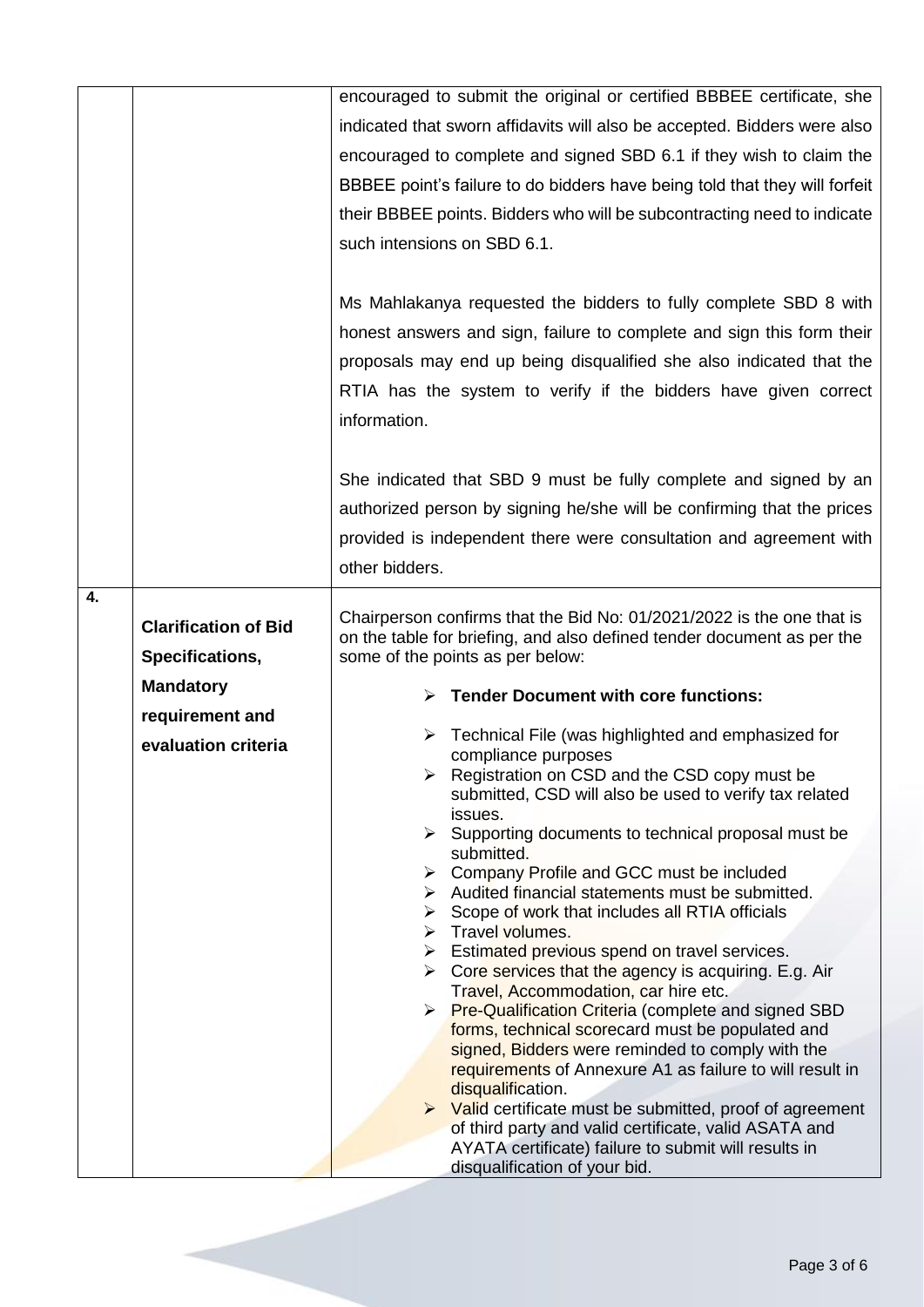| | | |
|---|---|---|
| | | encouraged to submit the original or certified BBBEE certificate, she indicated that sworn affidavits will also be accepted. Bidders were also encouraged to complete and signed SBD 6.1 if they wish to claim the BBBEE point's failure to do bidders have being told that they will forfeit their BBBEE points. Bidders who will be subcontracting need to indicate such intensions on SBD 6.1.<br><br>Ms Mahlakanya requested the bidders to fully complete SBD 8 with honest answers and sign, failure to complete and sign this form their proposals may end up being disqualified she also indicated that the RTIA has the system to verify if the bidders have given correct information.<br><br>She indicated that SBD 9 must be fully complete and signed by an authorized person by signing he/she will be confirming that the prices provided is independent there were consultation and agreement with other bidders. |
| **4.** | **Clarification of Bid Specifications, Mandatory requirement and evaluation criteria** | Chairperson confirms that the Bid No: 01/2021/2022 is the one that is on the table for briefing, and also defined tender document as per the some of the points as per below:<br><br>➢ **Tender Document with core functions:**<br><br>➢ Technical File (was highlighted and emphasized for compliance purposes<br>➢ Registration on CSD and the CSD copy must be submitted, CSD will also be used to verify tax related issues.<br>➢ Supporting documents to technical proposal must be submitted.<br>➢ Company Profile and GCC must be included<br>➢ Audited financial statements must be submitted.<br>➢ Scope of work that includes all RTIA officials<br>➢ Travel volumes.<br>➢ Estimated previous spend on travel services.<br>➢ Core services that the agency is acquiring. E.g. Air Travel, Accommodation, car hire etc.<br>➢ Pre-Qualification Criteria (complete and signed SBD forms, technical scorecard must be populated and signed, Bidders were reminded to comply with the requirements of Annexure A1 as failure to will result in disqualification.<br>➢ Valid certificate must be submitted, proof of agreement of third party and valid certificate, valid ASATA and AYATA certificate) failure to submit will results in disqualification of your bid. |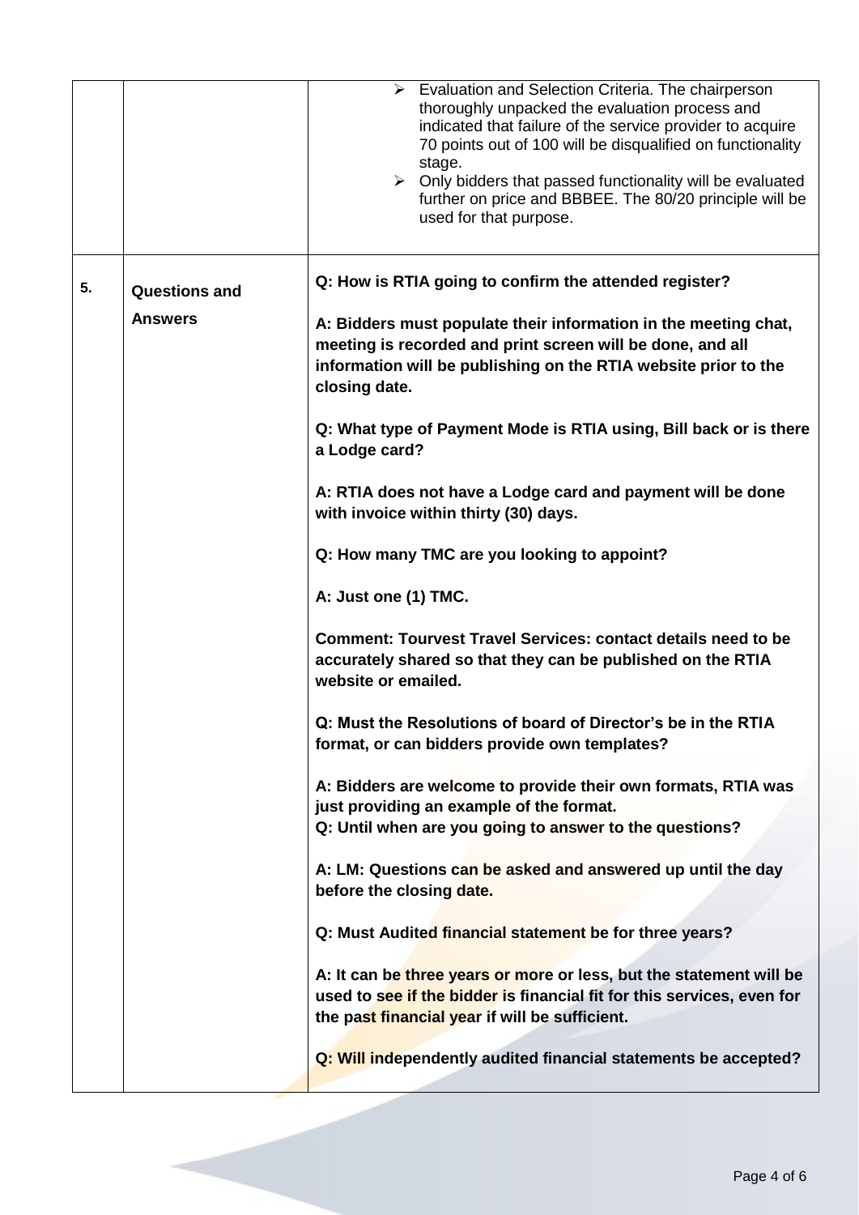| | | |
|---|---|---|
| | | ➢ Evaluation and Selection Criteria. The chairperson thoroughly unpacked the evaluation process and indicated that failure of the service provider to acquire 70 points out of 100 will be disqualified on functionality stage.<br>➢ Only bidders that passed functionality will be evaluated further on price and BBBEE. The 80/20 principle will be used for that purpose. |
| 5. | **Questions and Answers** | **Q: How is RTIA going to confirm the attended register?**<br><br>**A: Bidders must populate their information in the meeting chat, meeting is recorded and print screen will be done, and all information will be publishing on the RTIA website prior to the closing date.**<br><br>**Q: What type of Payment Mode is RTIA using, Bill back or is there a Lodge card?**<br><br>**A: RTIA does not have a Lodge card and payment will be done with invoice within thirty (30) days.**<br><br>**Q: How many TMC are you looking to appoint?**<br><br>**A: Just one (1) TMC.**<br><br>**Comment: Tourvest Travel Services: contact details need to be accurately shared so that they can be published on the RTIA website or emailed.**<br><br>**Q: Must the Resolutions of board of Director's be in the RTIA format, or can bidders provide own templates?**<br><br>**A: Bidders are welcome to provide their own formats, RTIA was just providing an example of the format.**<br>**Q: Until when are you going to answer to the questions?**<br><br>**A: LM: Questions can be asked and answered up until the day before the closing date.**<br><br>**Q: Must Audited financial statement be for three years?**<br><br>**A: It can be three years or more or less, but the statement will be used to see if the bidder is financial fit for this services, even for the past financial year if will be sufficient.**<br><br>**Q: Will independently audited financial statements be accepted?** |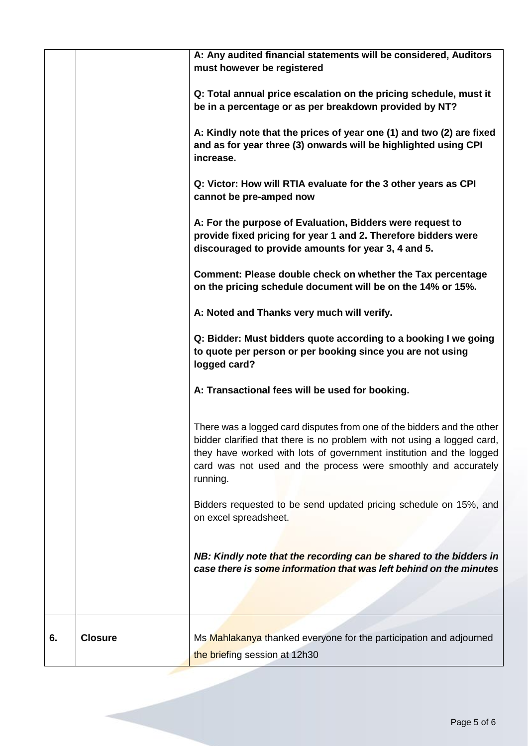| | | |
|---|---|---|
| | | **A: Any audited financial statements will be considered, Auditors must however be registered**<br><br>**Q: Total annual price escalation on the pricing schedule, must it be in a percentage or as per breakdown provided by NT?**<br><br>**A: Kindly note that the prices of year one (1) and two (2) are fixed and as for year three (3) onwards will be highlighted using CPI increase.**<br><br>**Q: Victor: How will RTIA evaluate for the 3 other years as CPI cannot be pre-amped now**<br><br>**A: For the purpose of Evaluation, Bidders were request to provide fixed pricing for year 1 and 2. Therefore bidders were discouraged to provide amounts for year 3, 4 and 5.**<br><br>**Comment: Please double check on whether the Tax percentage on the pricing schedule document will be on the 14% or 15%.**<br><br>**A: Noted and Thanks very much will verify.**<br><br>**Q: Bidder: Must bidders quote according to a booking I we going to quote per person or per booking since you are not using logged card?**<br><br>**A: Transactional fees will be used for booking.**<br><br>There was a logged card disputes from one of the bidders and the other bidder clarified that there is no problem with not using a logged card, they have worked with lots of government institution and the logged card was not used and the process were smoothly and accurately running.<br><br>Bidders requested to be send updated pricing schedule on 15%, and on excel spreadsheet.<br><br>***NB: Kindly note that the recording can be shared to the bidders in case there is some information that was left behind on the minutes*** |
| **6.** | **Closure** | Ms Mahlakanya thanked everyone for the participation and adjourned the briefing session at 12h30 |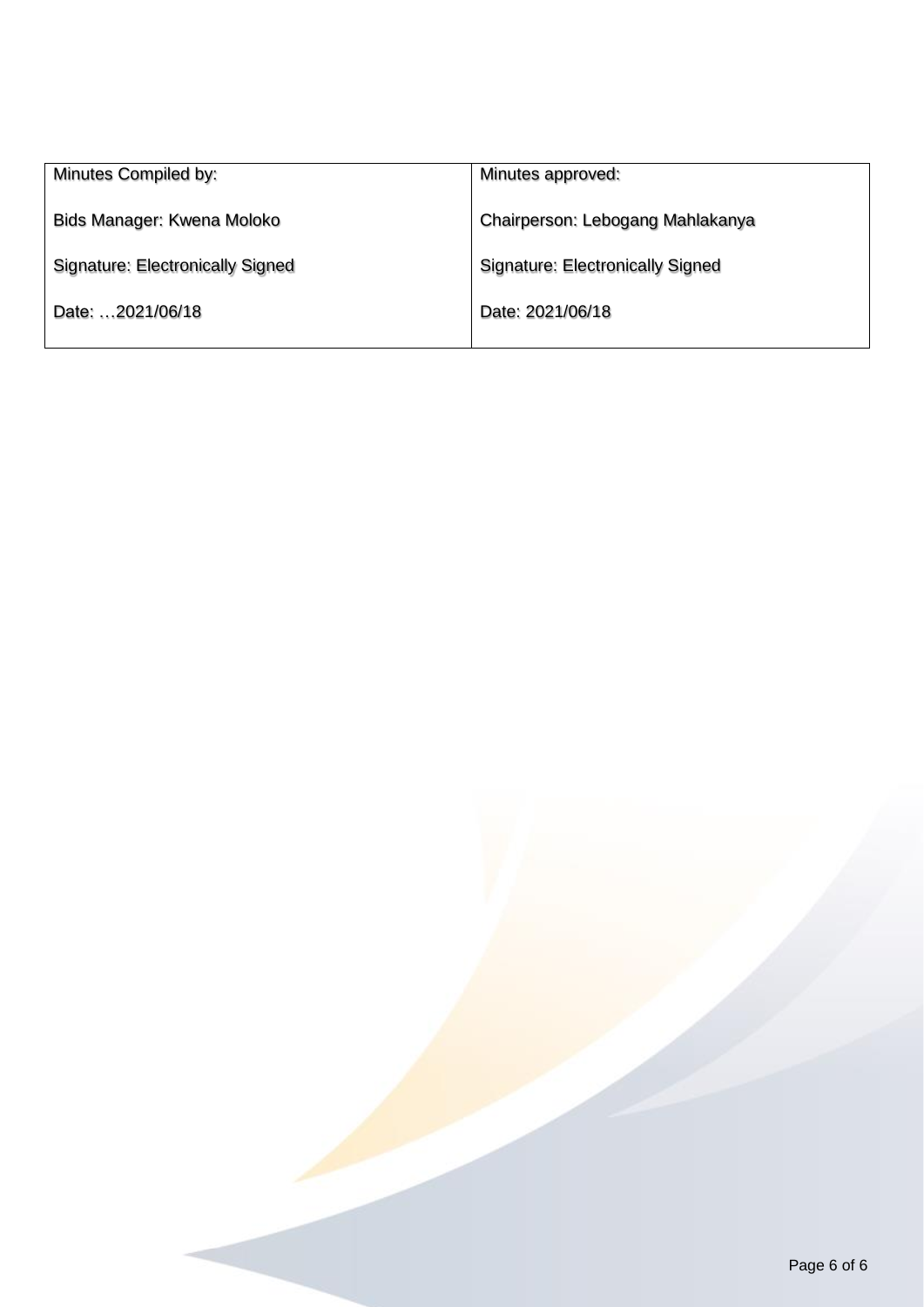| | |
|---|---|
| Minutes Compiled by:<br><br>Bids Manager: Kwena Moloko<br><br>Signature: Electronically Signed<br><br>Date: …2021/06/18 | Minutes approved:<br><br>Chairperson: Lebogang Mahlakanya<br><br>Signature: Electronically Signed<br><br>Date: 2021/06/18 |